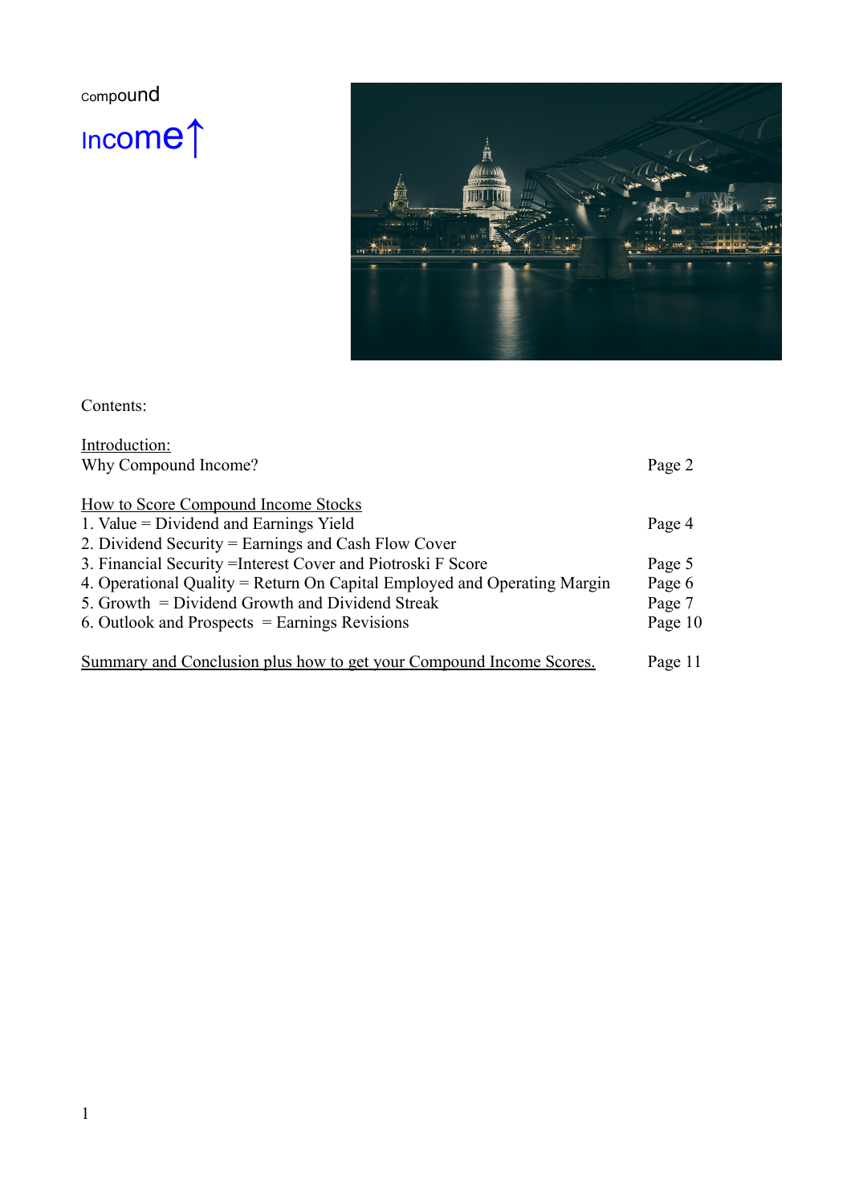# compound Income↑

Contents:

Introduction:

| | |
|---|---|
| Why Compound Income? | Page 2 |

How to Score Compound Income Stocks

| | |
|---|---|
| 1. Value = Dividend and Earnings Yield | Page 4 |
| 2. Dividend Security = Earnings and Cash Flow Cover | |
| 3. Financial Security =Interest Cover and Piotroski F Score | Page 5 |
| 4. Operational Quality = Return On Capital Employed and Operating Margin | Page 6 |
| 5. Growth = Dividend Growth and Dividend Streak | Page 7 |
| 6. Outlook and Prospects = Earnings Revisions | Page 10 |

| | |
|---|---|
| Summary and Conclusion plus how to get your Compound Income Scores. | Page 11 |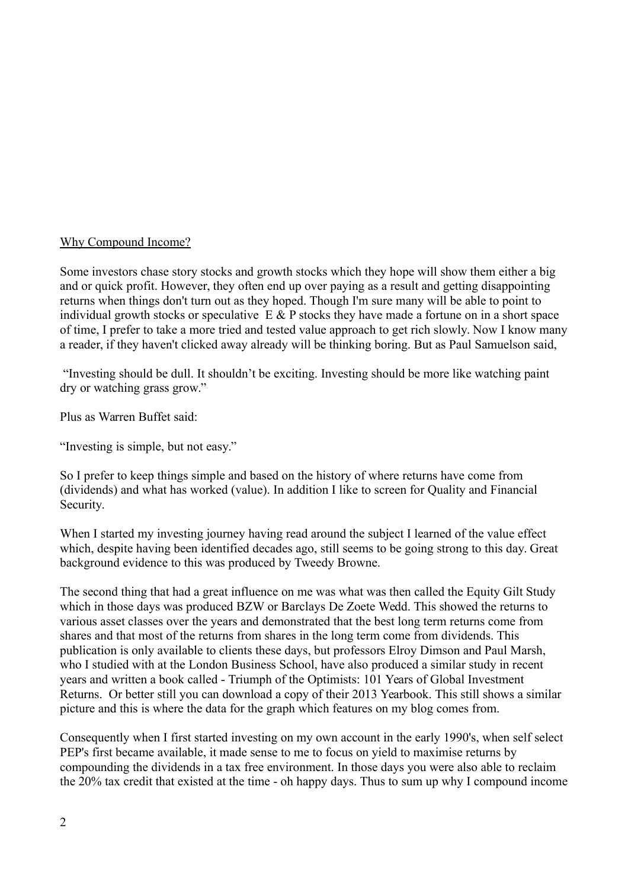<u>Why Compound Income?</u>

Some investors chase story stocks and growth stocks which they hope will show them either a big and or quick profit. However, they often end up over paying as a result and getting disappointing returns when things don't turn out as they hoped. Though I'm sure many will be able to point to individual growth stocks or speculative E & P stocks they have made a fortune on in a short space of time, I prefer to take a more tried and tested value approach to get rich slowly. Now I know many a reader, if they haven't clicked away already will be thinking boring. But as Paul Samuelson said,

"Investing should be dull. It shouldn't be exciting. Investing should be more like watching paint dry or watching grass grow."

Plus as Warren Buffet said:

"Investing is simple, but not easy."

So I prefer to keep things simple and based on the history of where returns have come from (dividends) and what has worked (value). In addition I like to screen for Quality and Financial Security.

When I started my investing journey having read around the subject I learned of the value effect which, despite having been identified decades ago, still seems to be going strong to this day. Great background evidence to this was produced by Tweedy Browne.

The second thing that had a great influence on me was what was then called the Equity Gilt Study which in those days was produced BZW or Barclays De Zoete Wedd. This showed the returns to various asset classes over the years and demonstrated that the best long term returns come from shares and that most of the returns from shares in the long term come from dividends. This publication is only available to clients these days, but professors Elroy Dimson and Paul Marsh, who I studied with at the London Business School, have also produced a similar study in recent years and written a book called - Triumph of the Optimists: 101 Years of Global Investment Returns. Or better still you can download a copy of their 2013 Yearbook. This still shows a similar picture and this is where the data for the graph which features on my blog comes from.

Consequently when I first started investing on my own account in the early 1990's, when self select PEP's first became available, it made sense to me to focus on yield to maximise returns by compounding the dividends in a tax free environment. In those days you were also able to reclaim the 20% tax credit that existed at the time - oh happy days. Thus to sum up why I compound income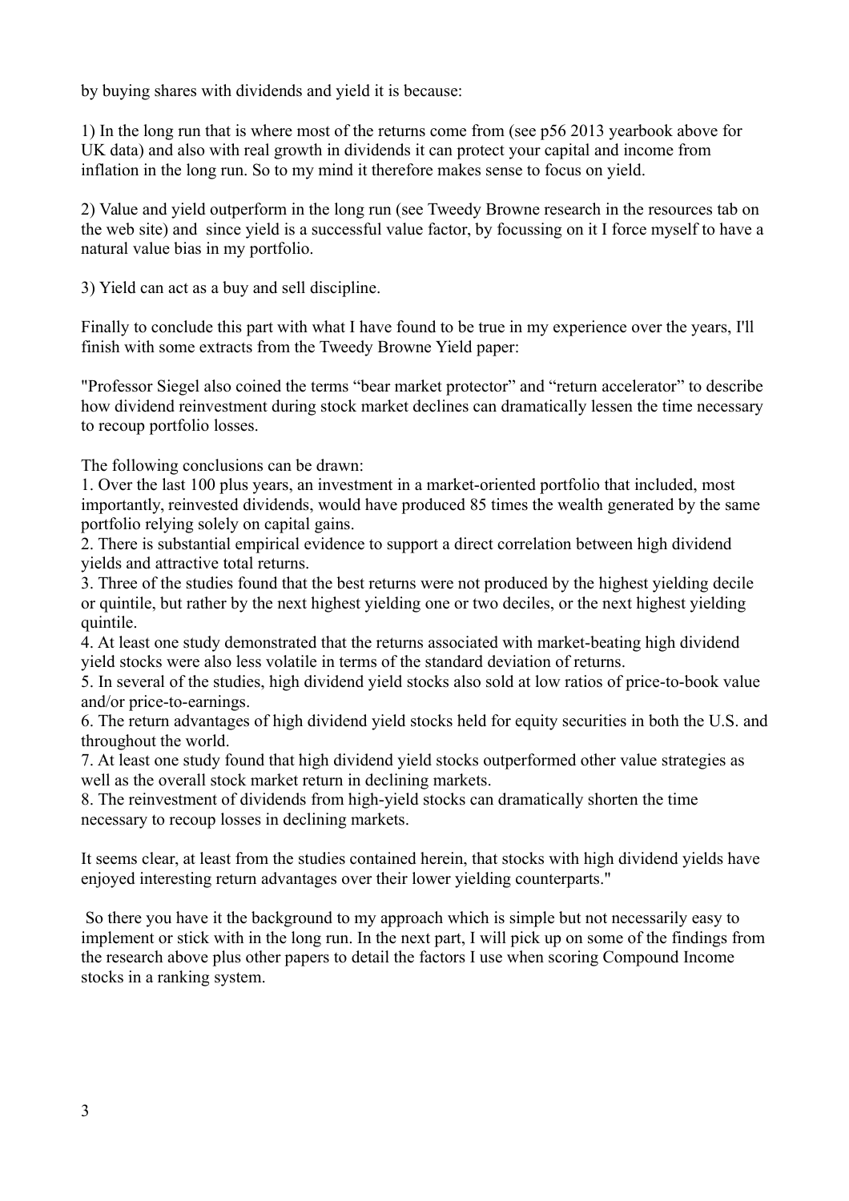by buying shares with dividends and yield it is because:

1) In the long run that is where most of the returns come from (see p56 2013 yearbook above for UK data) and also with real growth in dividends it can protect your capital and income from inflation in the long run. So to my mind it therefore makes sense to focus on yield.

2) Value and yield outperform in the long run (see Tweedy Browne research in the resources tab on the web site) and since yield is a successful value factor, by focussing on it I force myself to have a natural value bias in my portfolio.

3) Yield can act as a buy and sell discipline.

Finally to conclude this part with what I have found to be true in my experience over the years, I'll finish with some extracts from the Tweedy Browne Yield paper:

"Professor Siegel also coined the terms "bear market protector" and "return accelerator" to describe how dividend reinvestment during stock market declines can dramatically lessen the time necessary to recoup portfolio losses.

The following conclusions can be drawn:

1. Over the last 100 plus years, an investment in a market-oriented portfolio that included, most importantly, reinvested dividends, would have produced 85 times the wealth generated by the same portfolio relying solely on capital gains.
2. There is substantial empirical evidence to support a direct correlation between high dividend yields and attractive total returns.
3. Three of the studies found that the best returns were not produced by the highest yielding decile or quintile, but rather by the next highest yielding one or two deciles, or the next highest yielding quintile.
4. At least one study demonstrated that the returns associated with market-beating high dividend yield stocks were also less volatile in terms of the standard deviation of returns.
5. In several of the studies, high dividend yield stocks also sold at low ratios of price-to-book value and/or price-to-earnings.
6. The return advantages of high dividend yield stocks held for equity securities in both the U.S. and throughout the world.
7. At least one study found that high dividend yield stocks outperformed other value strategies as well as the overall stock market return in declining markets.
8. The reinvestment of dividends from high-yield stocks can dramatically shorten the time necessary to recoup losses in declining markets.

It seems clear, at least from the studies contained herein, that stocks with high dividend yields have enjoyed interesting return advantages over their lower yielding counterparts."

So there you have it the background to my approach which is simple but not necessarily easy to implement or stick with in the long run. In the next part, I will pick up on some of the findings from the research above plus other papers to detail the factors I use when scoring Compound Income stocks in a ranking system.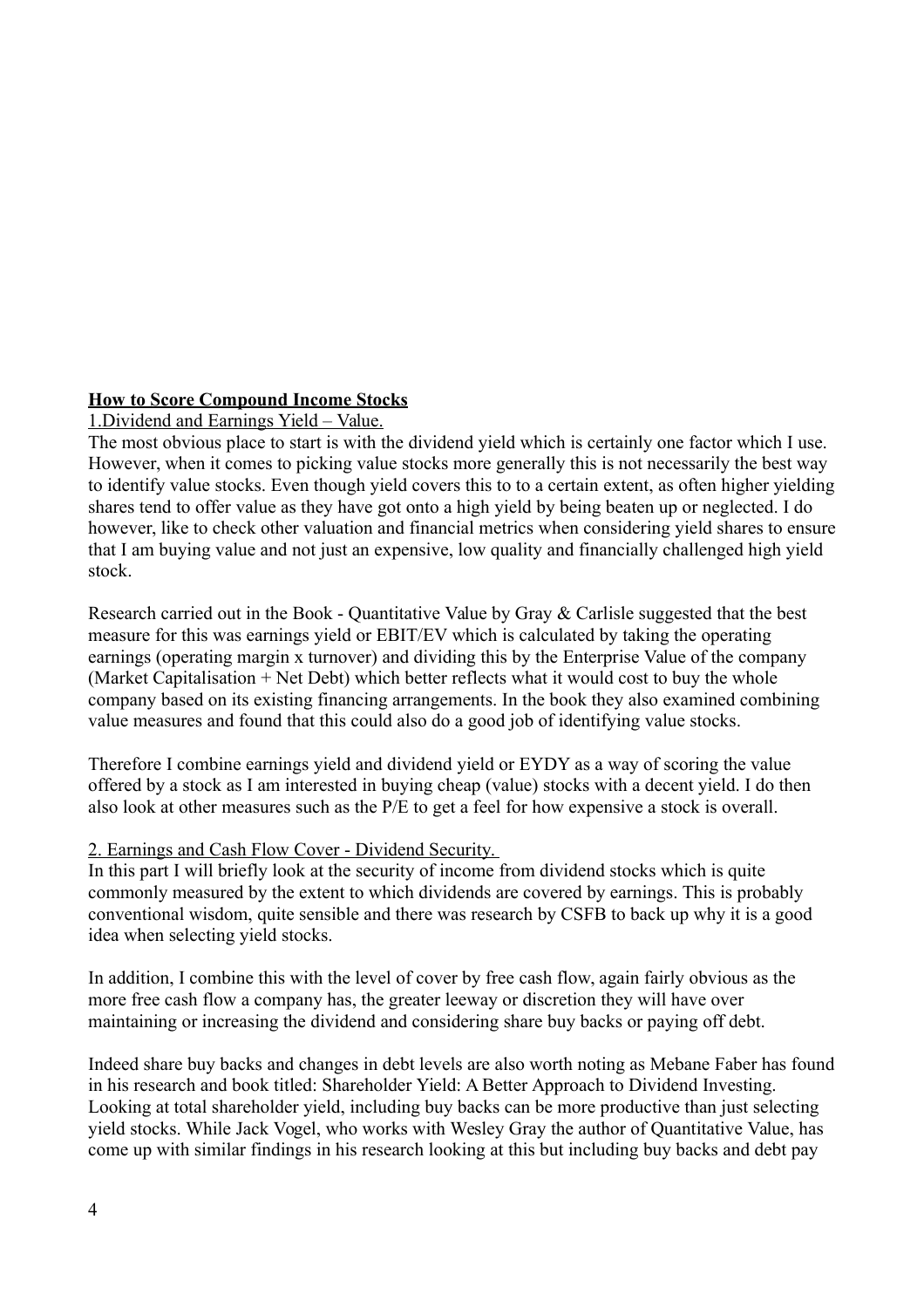**How to Score Compound Income Stocks**

1.Dividend and Earnings Yield – Value.

The most obvious place to start is with the dividend yield which is certainly one factor which I use. However, when it comes to picking value stocks more generally this is not necessarily the best way to identify value stocks. Even though yield covers this to to a certain extent, as often higher yielding shares tend to offer value as they have got onto a high yield by being beaten up or neglected. I do however, like to check other valuation and financial metrics when considering yield shares to ensure that I am buying value and not just an expensive, low quality and financially challenged high yield stock.

Research carried out in the Book - Quantitative Value by Gray & Carlisle suggested that the best measure for this was earnings yield or EBIT/EV which is calculated by taking the operating earnings (operating margin x turnover) and dividing this by the Enterprise Value of the company (Market Capitalisation + Net Debt) which better reflects what it would cost to buy the whole company based on its existing financing arrangements. In the book they also examined combining value measures and found that this could also do a good job of identifying value stocks.

Therefore I combine earnings yield and dividend yield or EYDY as a way of scoring the value offered by a stock as I am interested in buying cheap (value) stocks with a decent yield. I do then also look at other measures such as the P/E to get a feel for how expensive a stock is overall.

2. Earnings and Cash Flow Cover - Dividend Security.

In this part I will briefly look at the security of income from dividend stocks which is quite commonly measured by the extent to which dividends are covered by earnings. This is probably conventional wisdom, quite sensible and there was research by CSFB to back up why it is a good idea when selecting yield stocks.

In addition, I combine this with the level of cover by free cash flow, again fairly obvious as the more free cash flow a company has, the greater leeway or discretion they will have over maintaining or increasing the dividend and considering share buy backs or paying off debt.

Indeed share buy backs and changes in debt levels are also worth noting as Mebane Faber has found in his research and book titled: Shareholder Yield: A Better Approach to Dividend Investing. Looking at total shareholder yield, including buy backs can be more productive than just selecting yield stocks. While Jack Vogel, who works with Wesley Gray the author of Quantitative Value, has come up with similar findings in his research looking at this but including buy backs and debt pay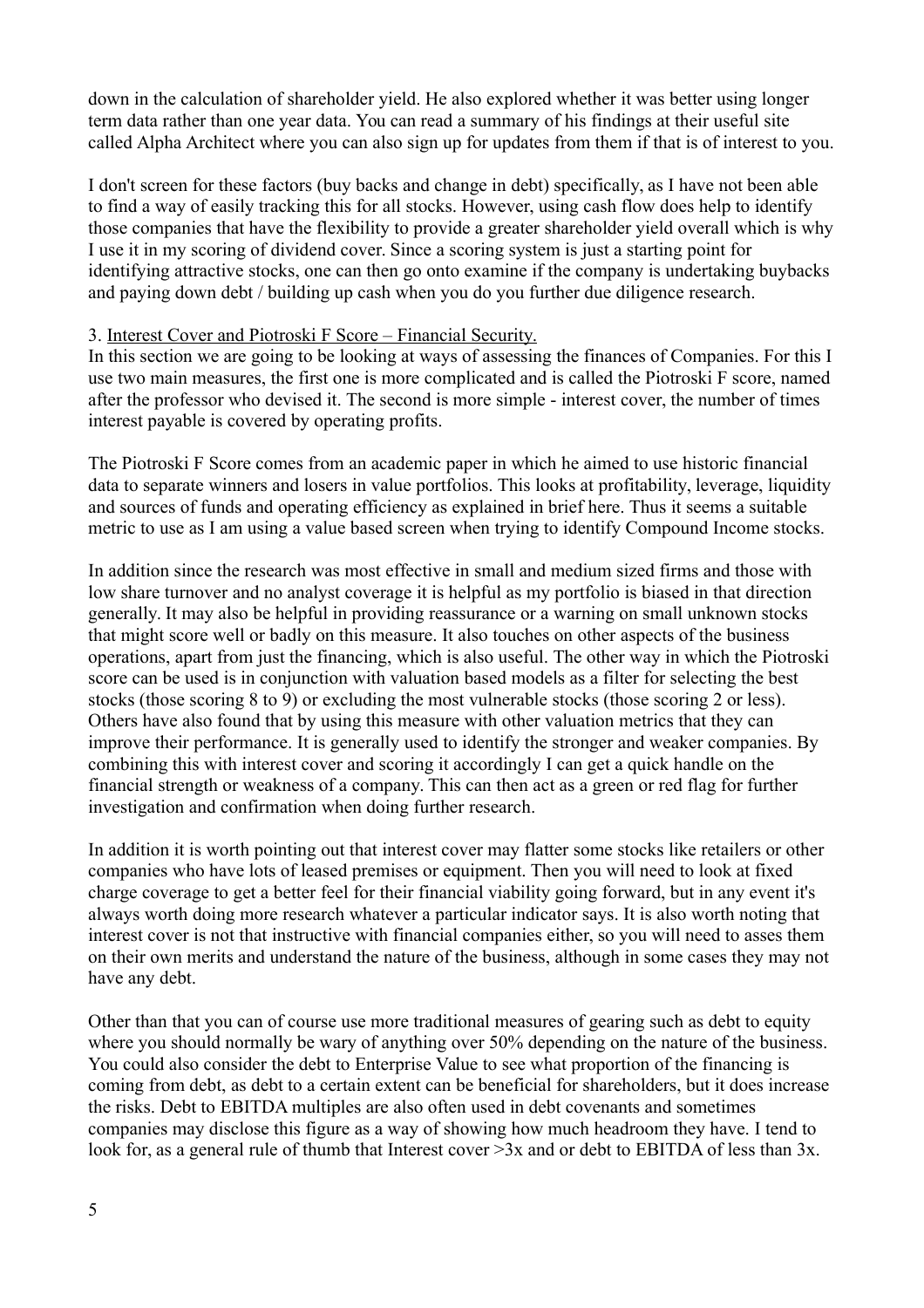down in the calculation of shareholder yield. He also explored whether it was better using longer term data rather than one year data. You can read a summary of his findings at their useful site called Alpha Architect where you can also sign up for updates from them if that is of interest to you.

I don't screen for these factors (buy backs and change in debt) specifically, as I have not been able to find a way of easily tracking this for all stocks. However, using cash flow does help to identify those companies that have the flexibility to provide a greater shareholder yield overall which is why I use it in my scoring of dividend cover. Since a scoring system is just a starting point for identifying attractive stocks, one can then go onto examine if the company is undertaking buybacks and paying down debt / building up cash when you do you further due diligence research.

3. Interest Cover and Piotroski F Score – Financial Security.

In this section we are going to be looking at ways of assessing the finances of Companies. For this I use two main measures, the first one is more complicated and is called the Piotroski F score, named after the professor who devised it. The second is more simple - interest cover, the number of times interest payable is covered by operating profits.

The Piotroski F Score comes from an academic paper in which he aimed to use historic financial data to separate winners and losers in value portfolios. This looks at profitability, leverage, liquidity and sources of funds and operating efficiency as explained in brief here. Thus it seems a suitable metric to use as I am using a value based screen when trying to identify Compound Income stocks.

In addition since the research was most effective in small and medium sized firms and those with low share turnover and no analyst coverage it is helpful as my portfolio is biased in that direction generally. It may also be helpful in providing reassurance or a warning on small unknown stocks that might score well or badly on this measure. It also touches on other aspects of the business operations, apart from just the financing, which is also useful. The other way in which the Piotroski score can be used is in conjunction with valuation based models as a filter for selecting the best stocks (those scoring 8 to 9) or excluding the most vulnerable stocks (those scoring 2 or less). Others have also found that by using this measure with other valuation metrics that they can improve their performance. It is generally used to identify the stronger and weaker companies. By combining this with interest cover and scoring it accordingly I can get a quick handle on the financial strength or weakness of a company. This can then act as a green or red flag for further investigation and confirmation when doing further research.

In addition it is worth pointing out that interest cover may flatter some stocks like retailers or other companies who have lots of leased premises or equipment. Then you will need to look at fixed charge coverage to get a better feel for their financial viability going forward, but in any event it's always worth doing more research whatever a particular indicator says. It is also worth noting that interest cover is not that instructive with financial companies either, so you will need to asses them on their own merits and understand the nature of the business, although in some cases they may not have any debt.

Other than that you can of course use more traditional measures of gearing such as debt to equity where you should normally be wary of anything over 50% depending on the nature of the business. You could also consider the debt to Enterprise Value to see what proportion of the financing is coming from debt, as debt to a certain extent can be beneficial for shareholders, but it does increase the risks. Debt to EBITDA multiples are also often used in debt covenants and sometimes companies may disclose this figure as a way of showing how much headroom they have. I tend to look for, as a general rule of thumb that Interest cover >3x and or debt to EBITDA of less than 3x.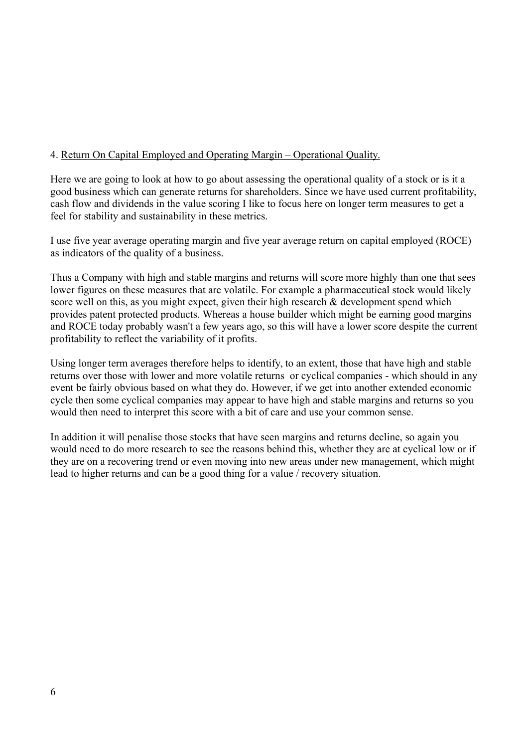## 4. Return On Capital Employed and Operating Margin – Operational Quality.

Here we are going to look at how to go about assessing the operational quality of a stock or is it a good business which can generate returns for shareholders. Since we have used current profitability, cash flow and dividends in the value scoring I like to focus here on longer term measures to get a feel for stability and sustainability in these metrics.

I use five year average operating margin and five year average return on capital employed (ROCE) as indicators of the quality of a business.

Thus a Company with high and stable margins and returns will score more highly than one that sees lower figures on these measures that are volatile. For example a pharmaceutical stock would likely score well on this, as you might expect, given their high research & development spend which provides patent protected products. Whereas a house builder which might be earning good margins and ROCE today probably wasn't a few years ago, so this will have a lower score despite the current profitability to reflect the variability of it profits.

Using longer term averages therefore helps to identify, to an extent, those that have high and stable returns over those with lower and more volatile returns or cyclical companies - which should in any event be fairly obvious based on what they do. However, if we get into another extended economic cycle then some cyclical companies may appear to have high and stable margins and returns so you would then need to interpret this score with a bit of care and use your common sense.

In addition it will penalise those stocks that have seen margins and returns decline, so again you would need to do more research to see the reasons behind this, whether they are at cyclical low or if they are on a recovering trend or even moving into new areas under new management, which might lead to higher returns and can be a good thing for a value / recovery situation.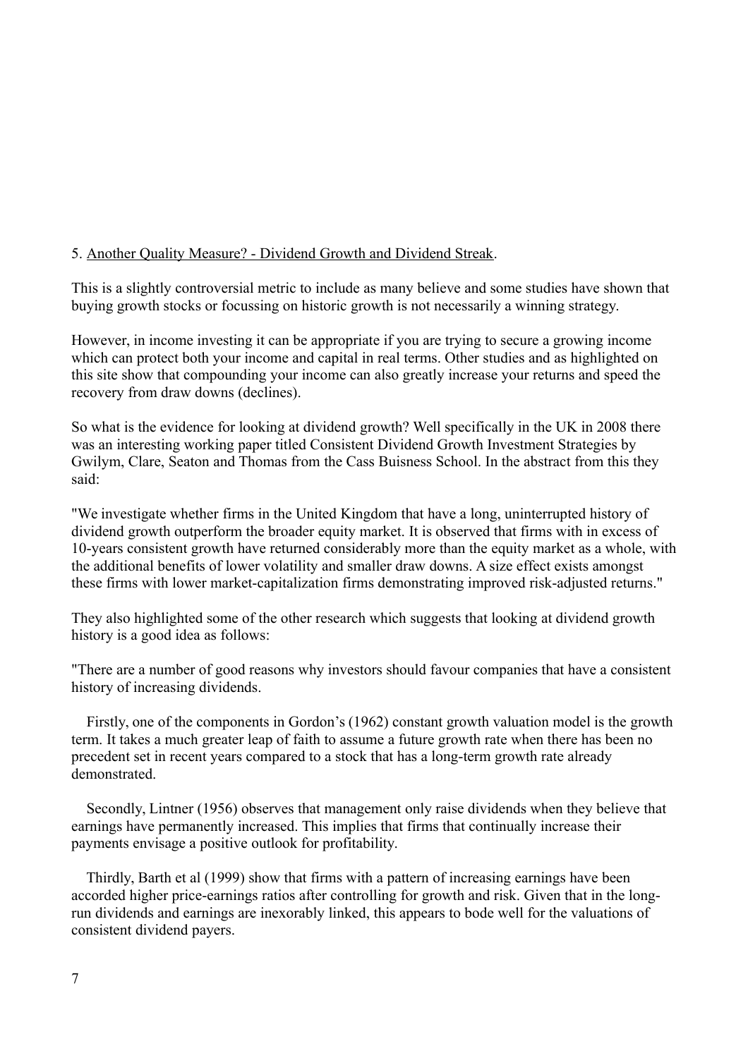5. <u>Another Quality Measure? - Dividend Growth and Dividend Streak</u>.

This is a slightly controversial metric to include as many believe and some studies have shown that buying growth stocks or focussing on historic growth is not necessarily a winning strategy.

However, in income investing it can be appropriate if you are trying to secure a growing income which can protect both your income and capital in real terms. Other studies and as highlighted on this site show that compounding your income can also greatly increase your returns and speed the recovery from draw downs (declines).

So what is the evidence for looking at dividend growth? Well specifically in the UK in 2008 there was an interesting working paper titled Consistent Dividend Growth Investment Strategies by Gwilym, Clare, Seaton and Thomas from the Cass Buisness School. In the abstract from this they said:

"We investigate whether firms in the United Kingdom that have a long, uninterrupted history of dividend growth outperform the broader equity market. It is observed that firms with in excess of 10-years consistent growth have returned considerably more than the equity market as a whole, with the additional benefits of lower volatility and smaller draw downs. A size effect exists amongst these firms with lower market-capitalization firms demonstrating improved risk-adjusted returns."

They also highlighted some of the other research which suggests that looking at dividend growth history is a good idea as follows:

"There are a number of good reasons why investors should favour companies that have a consistent history of increasing dividends.

Firstly, one of the components in Gordon's (1962) constant growth valuation model is the growth term. It takes a much greater leap of faith to assume a future growth rate when there has been no precedent set in recent years compared to a stock that has a long-term growth rate already demonstrated.

Secondly, Lintner (1956) observes that management only raise dividends when they believe that earnings have permanently increased. This implies that firms that continually increase their payments envisage a positive outlook for profitability.

Thirdly, Barth et al (1999) show that firms with a pattern of increasing earnings have been accorded higher price-earnings ratios after controlling for growth and risk. Given that in the long-run dividends and earnings are inexorably linked, this appears to bode well for the valuations of consistent dividend payers.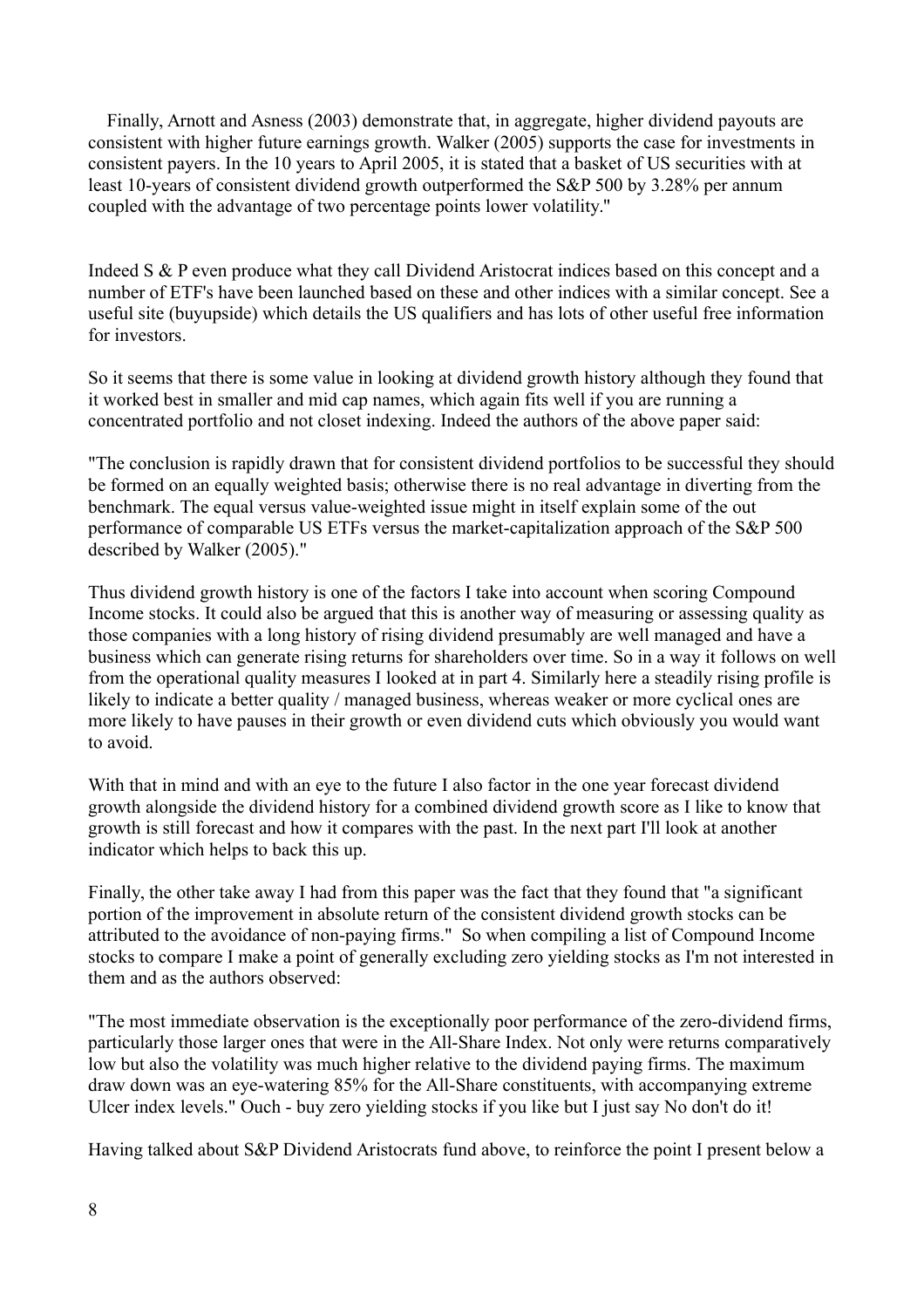Finally, Arnott and Asness (2003) demonstrate that, in aggregate, higher dividend payouts are consistent with higher future earnings growth. Walker (2005) supports the case for investments in consistent payers. In the 10 years to April 2005, it is stated that a basket of US securities with at least 10-years of consistent dividend growth outperformed the S&P 500 by 3.28% per annum coupled with the advantage of two percentage points lower volatility."

Indeed S & P even produce what they call Dividend Aristocrat indices based on this concept and a number of ETF's have been launched based on these and other indices with a similar concept. See a useful site (buyupside) which details the US qualifiers and has lots of other useful free information for investors.

So it seems that there is some value in looking at dividend growth history although they found that it worked best in smaller and mid cap names, which again fits well if you are running a concentrated portfolio and not closet indexing. Indeed the authors of the above paper said:

"The conclusion is rapidly drawn that for consistent dividend portfolios to be successful they should be formed on an equally weighted basis; otherwise there is no real advantage in diverting from the benchmark. The equal versus value-weighted issue might in itself explain some of the out performance of comparable US ETFs versus the market-capitalization approach of the S&P 500 described by Walker (2005)."

Thus dividend growth history is one of the factors I take into account when scoring Compound Income stocks. It could also be argued that this is another way of measuring or assessing quality as those companies with a long history of rising dividend presumably are well managed and have a business which can generate rising returns for shareholders over time. So in a way it follows on well from the operational quality measures I looked at in part 4. Similarly here a steadily rising profile is likely to indicate a better quality / managed business, whereas weaker or more cyclical ones are more likely to have pauses in their growth or even dividend cuts which obviously you would want to avoid.

With that in mind and with an eye to the future I also factor in the one year forecast dividend growth alongside the dividend history for a combined dividend growth score as I like to know that growth is still forecast and how it compares with the past. In the next part I'll look at another indicator which helps to back this up.

Finally, the other take away I had from this paper was the fact that they found that "a significant portion of the improvement in absolute return of the consistent dividend growth stocks can be attributed to the avoidance of non-paying firms." So when compiling a list of Compound Income stocks to compare I make a point of generally excluding zero yielding stocks as I'm not interested in them and as the authors observed:

"The most immediate observation is the exceptionally poor performance of the zero-dividend firms, particularly those larger ones that were in the All-Share Index. Not only were returns comparatively low but also the volatility was much higher relative to the dividend paying firms. The maximum draw down was an eye-watering 85% for the All-Share constituents, with accompanying extreme Ulcer index levels." Ouch - buy zero yielding stocks if you like but I just say No don't do it!

Having talked about S&P Dividend Aristocrats fund above, to reinforce the point I present below a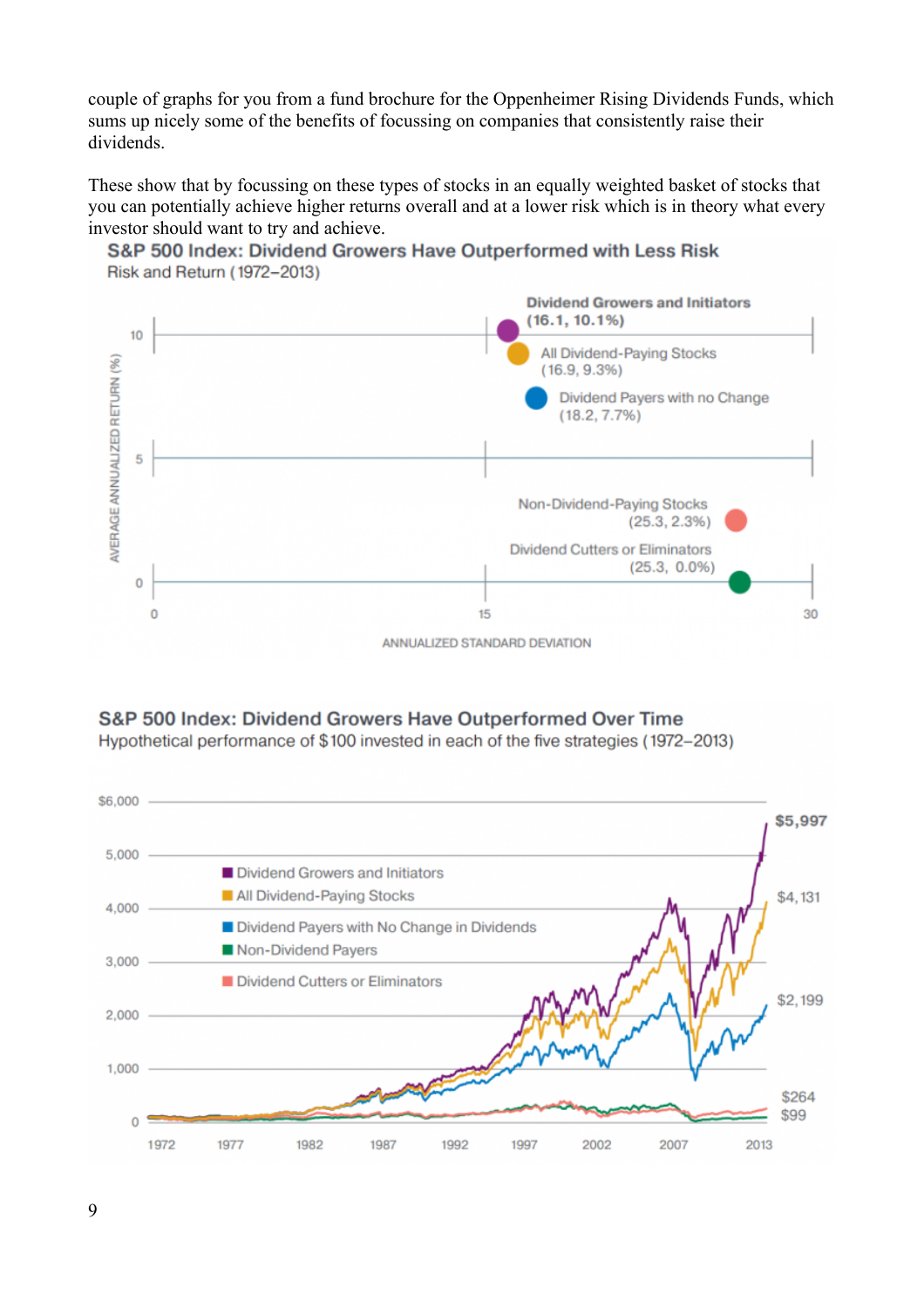couple of graphs for you from a fund brochure for the Oppenheimer Rising Dividends Funds, which sums up nicely some of the benefits of focussing on companies that consistently raise their dividends.

These show that by focussing on these types of stocks in an equally weighted basket of stocks that you can potentially achieve higher returns overall and at a lower risk which is in theory what every investor should want to try and achieve.

**S&P 500 Index: Dividend Growers Have Outperformed with Less Risk**
Risk and Return (1972–2013)

- Dividend Growers and Initiators (16.1, 10.1%)
- All Dividend-Paying Stocks (16.9, 9.3%)
- Dividend Payers with no Change (18.2, 7.7%)
- Non-Dividend-Paying Stocks (25.3, 2.3%)
- Dividend Cutters or Eliminators (25.3, 0.0%)

AVERAGE ANNUALIZED RETURN (%) / ANNUALIZED STANDARD DEVIATION

**S&P 500 Index: Dividend Growers Have Outperformed Over Time**
Hypothetical performance of $100 invested in each of the five strategies (1972–2013)

- Dividend Growers and Initiators: $5,997
- All Dividend-Paying Stocks: $4,131
- Dividend Payers with No Change in Dividends: $2,199
- Non-Dividend Payers: $99
- Dividend Cutters or Eliminators: $264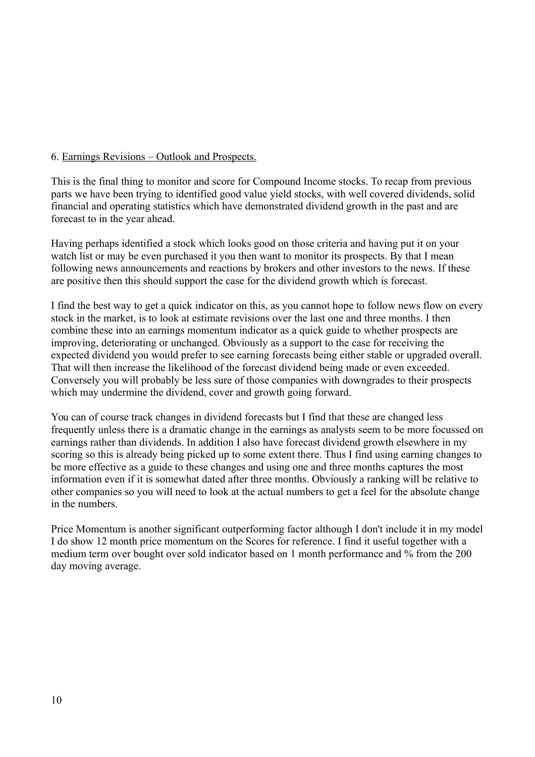## 6. Earnings Revisions – Outlook and Prospects.

This is the final thing to monitor and score for Compound Income stocks. To recap from previous parts we have been trying to identified good value yield stocks, with well covered dividends, solid financial and operating statistics which have demonstrated dividend growth in the past and are forecast to in the year ahead.

Having perhaps identified a stock which looks good on those criteria and having put it on your watch list or may be even purchased it you then want to monitor its prospects. By that I mean following news announcements and reactions by brokers and other investors to the news. If these are positive then this should support the case for the dividend growth which is forecast.

I find the best way to get a quick indicator on this, as you cannot hope to follow news flow on every stock in the market, is to look at estimate revisions over the last one and three months. I then combine these into an earnings momentum indicator as a quick guide to whether prospects are improving, deteriorating or unchanged. Obviously as a support to the case for receiving the expected dividend you would prefer to see earning forecasts being either stable or upgraded overall. That will then increase the likelihood of the forecast dividend being made or even exceeded. Conversely you will probably be less sure of those companies with downgrades to their prospects which may undermine the dividend, cover and growth going forward.

You can of course track changes in dividend forecasts but I find that these are changed less frequently unless there is a dramatic change in the earnings as analysts seem to be more focussed on earnings rather than dividends. In addition I also have forecast dividend growth elsewhere in my scoring so this is already being picked up to some extent there. Thus I find using earning changes to be more effective as a guide to these changes and using one and three months captures the most information even if it is somewhat dated after three months. Obviously a ranking will be relative to other companies so you will need to look at the actual numbers to get a feel for the absolute change in the numbers.

Price Momentum is another significant outperforming factor although I don't include it in my model I do show 12 month price momentum on the Scores for reference. I find it useful together with a medium term over bought over sold indicator based on 1 month performance and % from the 200 day moving average.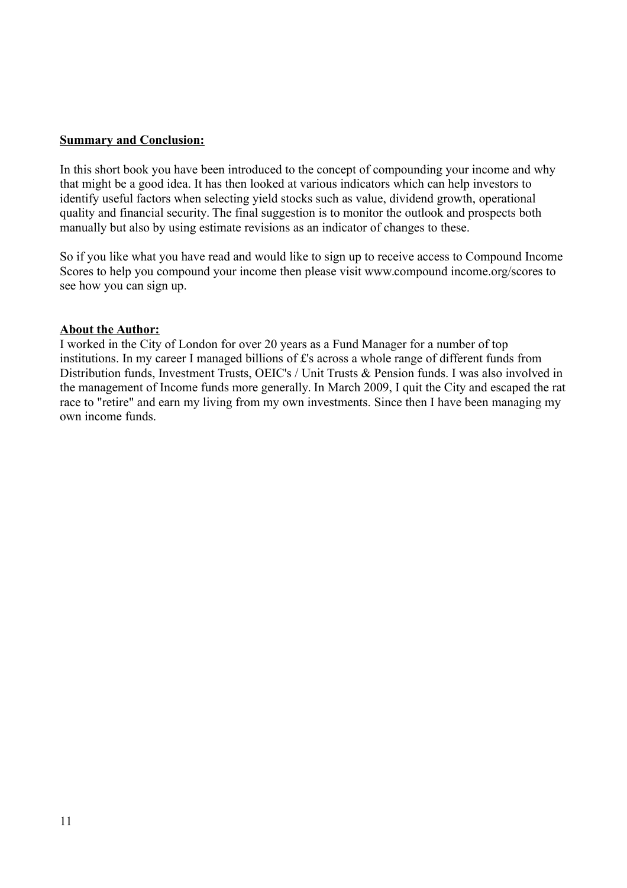**Summary and Conclusion:**

In this short book you have been introduced to the concept of compounding your income and why that might be a good idea. It has then looked at various indicators which can help investors to identify useful factors when selecting yield stocks such as value, dividend growth, operational quality and financial security. The final suggestion is to monitor the outlook and prospects both manually but also by using estimate revisions as an indicator of changes to these.

So if you like what you have read and would like to sign up to receive access to Compound Income Scores to help you compound your income then please visit www.compound income.org/scores to see how you can sign up.

**About the Author:**

I worked in the City of London for over 20 years as a Fund Manager for a number of top institutions. In my career I managed billions of £'s across a whole range of different funds from Distribution funds, Investment Trusts, OEIC's / Unit Trusts & Pension funds. I was also involved in the management of Income funds more generally. In March 2009, I quit the City and escaped the rat race to "retire" and earn my living from my own investments. Since then I have been managing my own income funds.